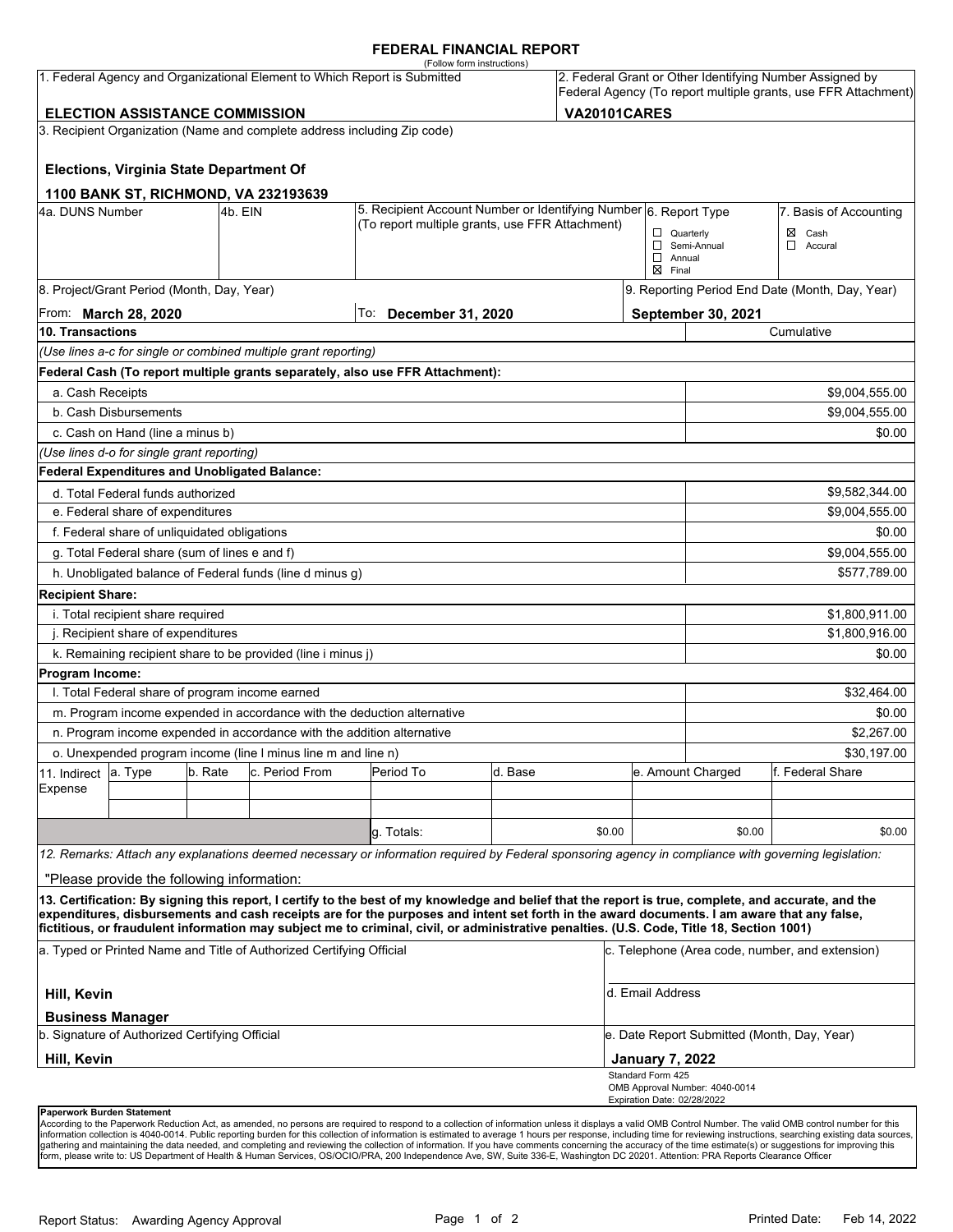# FEDERAL FINANCIAL REPORT

(Follow form instructions)

| 1. Federal Agency and Organizational Element to Which Report is Submitted | 2. Federal Grant or Other Identifying Number Assigned by Federal Agency (To report multiple grants, use FFR Attachment) |
|---|---|
| **ELECTION ASSISTANCE COMMISSION** | **VA20101CARES** |

3. Recipient Organization (Name and complete address including Zip code)

**Elections, Virginia State Department Of**

**1100 BANK ST, RICHMOND, VA 232193639**

| 4a. DUNS Number | 4b. EIN | 5. Recipient Account Number or Identifying Number (To report multiple grants, use FFR Attachment) | 6. Report Type | 7. Basis of Accounting |
|---|---|---|---|---|
| | | | ☐ Quarterly ☐ Semi-Annual ☐ Annual ☒ Final | ☒ Cash ☐ Accural |

| 8. Project/Grant Period (Month, Day, Year) | | 9. Reporting Period End Date (Month, Day, Year) |
|---|---|---|
| From: **March 28, 2020** | To: **December 31, 2020** | **September 30, 2021** |

| 10. Transactions | Cumulative |
|---|---|
| *(Use lines a-c for single or combined multiple grant reporting)* | |
| **Federal Cash (To report multiple grants separately, also use FFR Attachment):** | |
| a. Cash Receipts | $9,004,555.00 |
| b. Cash Disbursements | $9,004,555.00 |
| c. Cash on Hand (line a minus b) | $0.00 |
| *(Use lines d-o for single grant reporting)* | |
| **Federal Expenditures and Unobligated Balance:** | |
| d. Total Federal funds authorized | $9,582,344.00 |
| e. Federal share of expenditures | $9,004,555.00 |
| f. Federal share of unliquidated obligations | $0.00 |
| g. Total Federal share (sum of lines e and f) | $9,004,555.00 |
| h. Unobligated balance of Federal funds (line d minus g) | $577,789.00 |
| **Recipient Share:** | |
| i. Total recipient share required | $1,800,911.00 |
| j. Recipient share of expenditures | $1,800,916.00 |
| k. Remaining recipient share to be provided (line i minus j) | $0.00 |
| **Program Income:** | |
| l. Total Federal share of program income earned | $32,464.00 |
| m. Program income expended in accordance with the deduction alternative | $0.00 |
| n. Program income expended in accordance with the addition alternative | $2,267.00 |
| o. Unexpended program income (line l minus line m and line n) | $30,197.00 |

| 11. Indirect Expense | a. Type | b. Rate | c. Period From | Period To | d. Base | e. Amount Charged | f. Federal Share |
|---|---|---|---|---|---|---|---|
| | | | | | | | |
| | | | | | | | |
| | | | | g. Totals: | $0.00 | $0.00 | $0.00 |

*12. Remarks: Attach any explanations deemed necessary or information required by Federal sponsoring agency in compliance with governing legislation:*

"Please provide the following information:

**13. Certification: By signing this report, I certify to the best of my knowledge and belief that the report is true, complete, and accurate, and the expenditures, disbursements and cash receipts are for the purposes and intent set forth in the award documents. I am aware that any false, fictitious, or fraudulent information may subject me to criminal, civil, or administrative penalties. (U.S. Code, Title 18, Section 1001)**

| a. Typed or Printed Name and Title of Authorized Certifying Official | c. Telephone (Area code, number, and extension) |
|---|---|
| **Hill, Kevin** **Business Manager** | d. Email Address |
| b. Signature of Authorized Certifying Official | e. Date Report Submitted (Month, Day, Year) |
| **Hill, Kevin** | **January 7, 2022** |

Standard Form 425
OMB Approval Number: 4040-0014
Expiration Date: 02/28/2022

**Paperwork Burden Statement**

According to the Paperwork Reduction Act, as amended, no persons are required to respond to a collection of information unless it displays a valid OMB Control Number. The valid OMB control number for this information collection is 4040-0014. Public reporting burden for this collection of information is estimated to average 1 hours per response, including time for reviewing instructions, searching existing data sources, gathering and maintaining the data needed, and completing and reviewing the collection of information. If you have comments concerning the accuracy of the time estimate(s) or suggestions for improving this form, please write to: US Department of Health & Human Services, OS/OCIO/PRA, 200 Independence Ave, SW, Suite 336-E, Washington DC 20201. Attention: PRA Reports Clearance Officer

Report Status: Awarding Agency Approval

Printed Date: Feb 14, 2022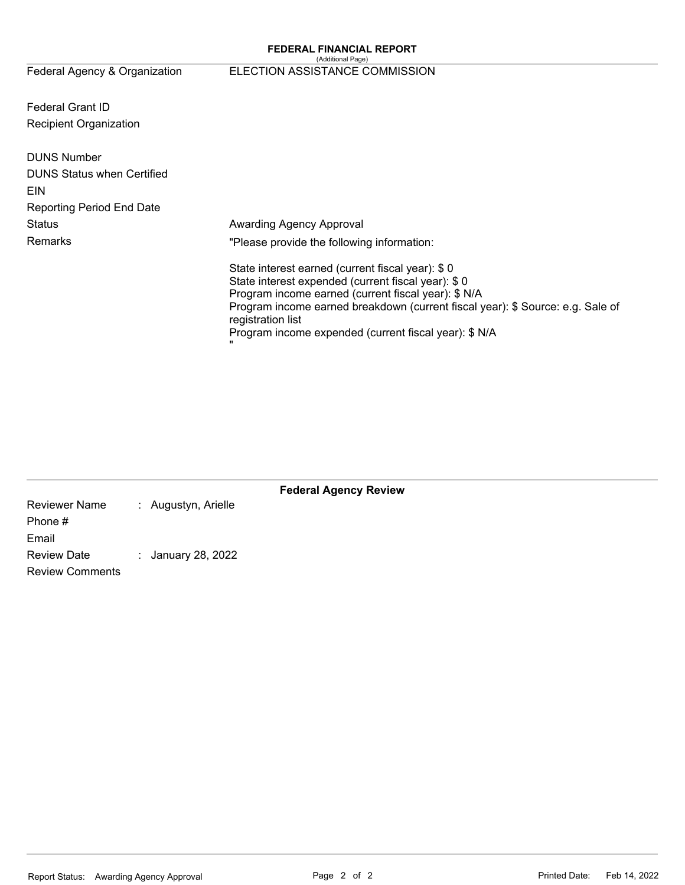**FEDERAL FINANCIAL REPORT**
(Additional Page)

| | |
|---|---|
| Federal Agency & Organization | ELECTION ASSISTANCE COMMISSION |
| Federal Grant ID | |
| Recipient Organization | |
| DUNS Number | |
| DUNS Status when Certified | |
| EIN | |
| Reporting Period End Date | |
| Status | Awarding Agency Approval |
| Remarks | "Please provide the following information: |

State interest earned (current fiscal year): $ 0
State interest expended (current fiscal year): $ 0
Program income earned (current fiscal year): $ N/A
Program income earned breakdown (current fiscal year): $ Source: e.g. Sale of registration list
Program income expended (current fiscal year): $ N/A
"

**Federal Agency Review**

| | |
|---|---|
| Reviewer Name | : Augustyn, Arielle |
| Phone # | |
| Email | |
| Review Date | : January 28, 2022 |
| Review Comments | |

Report Status: Awarding Agency Approval

Printed Date: Feb 14, 2022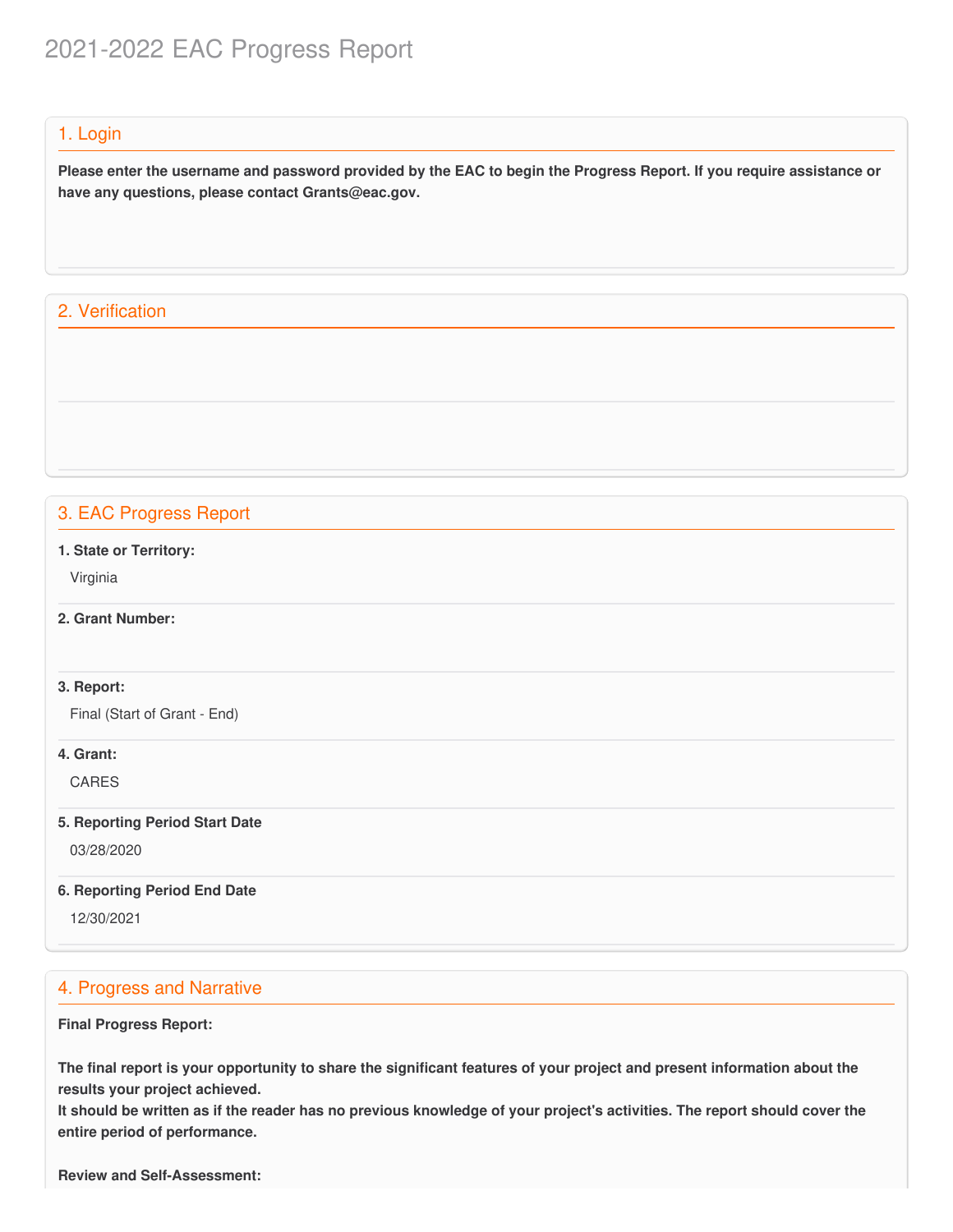# 2021-2022 EAC Progress Report

## 1. Login

**Please enter the username and password provided by the EAC to begin the Progress Report. If you require assistance or have any questions, please contact Grants@eac.gov.**

## 2. Verification

## 3. EAC Progress Report

**1. State or Territory:**

Virginia

**2. Grant Number:**

**3. Report:**

Final (Start of Grant - End)

**4. Grant:**

CARES

**5. Reporting Period Start Date**

03/28/2020

**6. Reporting Period End Date**

12/30/2021

## 4. Progress and Narrative

**Final Progress Report:**

**The final report is your opportunity to share the significant features of your project and present information about the results your project achieved.**
**It should be written as if the reader has no previous knowledge of your project's activities. The report should cover the entire period of performance.**

**Review and Self-Assessment:**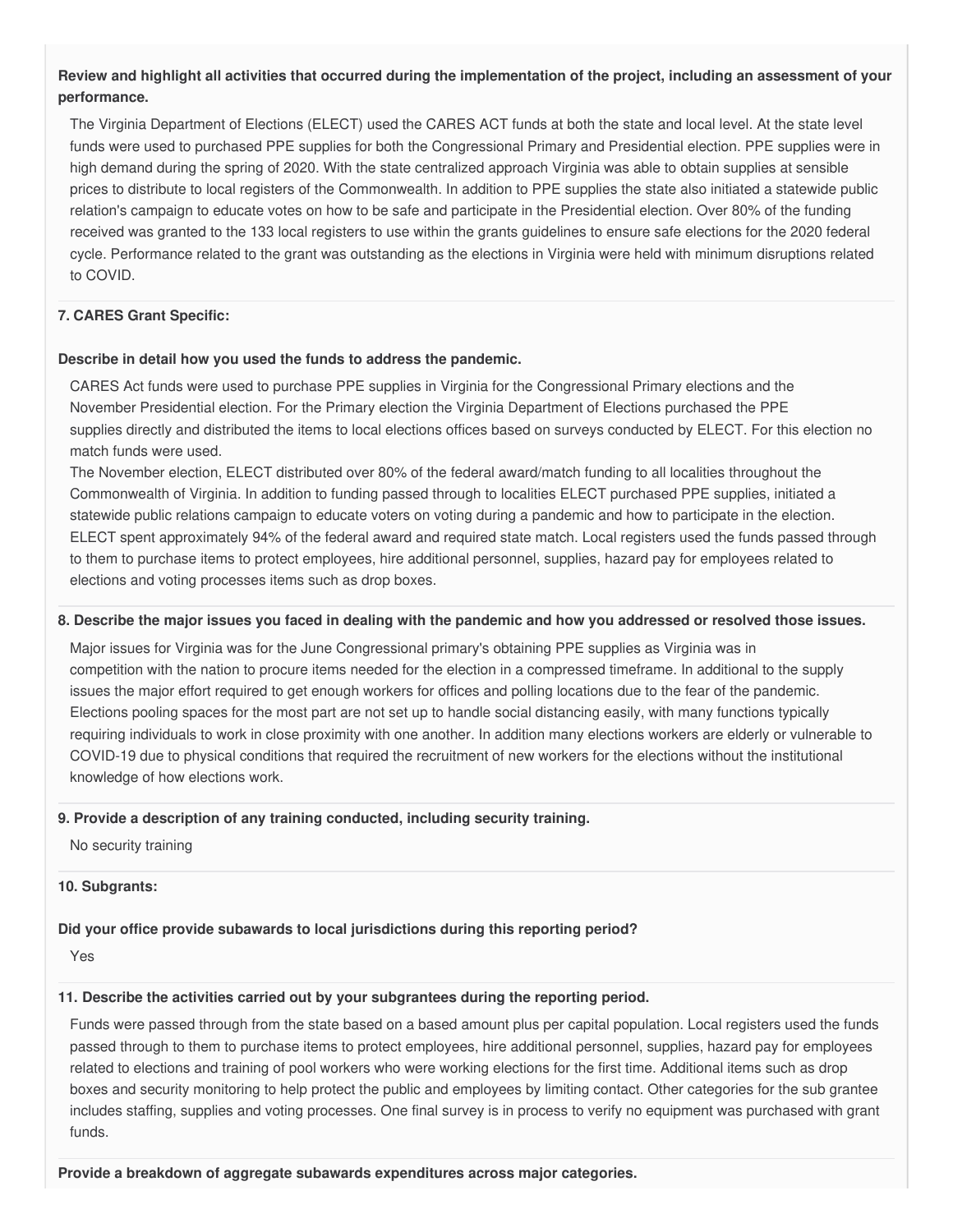**Review and highlight all activities that occurred during the implementation of the project, including an assessment of your performance.**

The Virginia Department of Elections (ELECT) used the CARES ACT funds at both the state and local level. At the state level funds were used to purchased PPE supplies for both the Congressional Primary and Presidential election. PPE supplies were in high demand during the spring of 2020. With the state centralized approach Virginia was able to obtain supplies at sensible prices to distribute to local registers of the Commonwealth. In addition to PPE supplies the state also initiated a statewide public relation's campaign to educate votes on how to be safe and participate in the Presidential election. Over 80% of the funding received was granted to the 133 local registers to use within the grants guidelines to ensure safe elections for the 2020 federal cycle. Performance related to the grant was outstanding as the elections in Virginia were held with minimum disruptions related to COVID.

**7. CARES Grant Specific:**

**Describe in detail how you used the funds to address the pandemic.**

CARES Act funds were used to purchase PPE supplies in Virginia for the Congressional Primary elections and the November Presidential election. For the Primary election the Virginia Department of Elections purchased the PPE supplies directly and distributed the items to local elections offices based on surveys conducted by ELECT. For this election no match funds were used.

The November election, ELECT distributed over 80% of the federal award/match funding to all localities throughout the Commonwealth of Virginia. In addition to funding passed through to localities ELECT purchased PPE supplies, initiated a statewide public relations campaign to educate voters on voting during a pandemic and how to participate in the election. ELECT spent approximately 94% of the federal award and required state match. Local registers used the funds passed through to them to purchase items to protect employees, hire additional personnel, supplies, hazard pay for employees related to elections and voting processes items such as drop boxes.

**8. Describe the major issues you faced in dealing with the pandemic and how you addressed or resolved those issues.**

Major issues for Virginia was for the June Congressional primary's obtaining PPE supplies as Virginia was in competition with the nation to procure items needed for the election in a compressed timeframe. In additional to the supply issues the major effort required to get enough workers for offices and polling locations due to the fear of the pandemic. Elections pooling spaces for the most part are not set up to handle social distancing easily, with many functions typically requiring individuals to work in close proximity with one another. In addition many elections workers are elderly or vulnerable to COVID-19 due to physical conditions that required the recruitment of new workers for the elections without the institutional knowledge of how elections work.

**9. Provide a description of any training conducted, including security training.**

No security training

**10. Subgrants:**

**Did your office provide subawards to local jurisdictions during this reporting period?**

Yes

**11. Describe the activities carried out by your subgrantees during the reporting period.**

Funds were passed through from the state based on a based amount plus per capital population. Local registers used the funds passed through to them to purchase items to protect employees, hire additional personnel, supplies, hazard pay for employees related to elections and training of pool workers who were working elections for the first time. Additional items such as drop boxes and security monitoring to help protect the public and employees by limiting contact. Other categories for the sub grantee includes staffing, supplies and voting processes. One final survey is in process to verify no equipment was purchased with grant funds.

**Provide a breakdown of aggregate subawards expenditures across major categories.**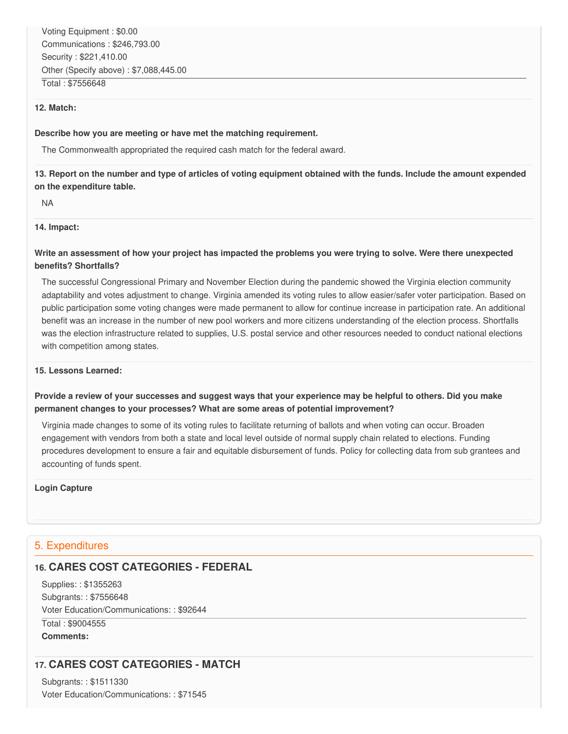Voting Equipment : $0.00
Communications : $246,793.00
Security : $221,410.00
Other (Specify above) : $7,088,445.00

Total : $7556648

**12. Match:**

**Describe how you are meeting or have met the matching requirement.**

The Commonwealth appropriated the required cash match for the federal award.

**13. Report on the number and type of articles of voting equipment obtained with the funds. Include the amount expended on the expenditure table.**

NA

**14. Impact:**

**Write an assessment of how your project has impacted the problems you were trying to solve. Were there unexpected benefits? Shortfalls?**

The successful Congressional Primary and November Election during the pandemic showed the Virginia election community adaptability and votes adjustment to change. Virginia amended its voting rules to allow easier/safer voter participation. Based on public participation some voting changes were made permanent to allow for continue increase in participation rate. An additional benefit was an increase in the number of new pool workers and more citizens understanding of the election process. Shortfalls was the election infrastructure related to supplies, U.S. postal service and other resources needed to conduct national elections with competition among states.

**15. Lessons Learned:**

**Provide a review of your successes and suggest ways that your experience may be helpful to others. Did you make permanent changes to your processes? What are some areas of potential improvement?**

Virginia made changes to some of its voting rules to facilitate returning of ballots and when voting can occur. Broaden engagement with vendors from both a state and local level outside of normal supply chain related to elections. Funding procedures development to ensure a fair and equitable disbursement of funds. Policy for collecting data from sub grantees and accounting of funds spent.

**Login Capture**

## 5. Expenditures

### 16. CARES COST CATEGORIES - FEDERAL

Supplies: : $1355263
Subgrants: : $7556648
Voter Education/Communications: : $92644

Total : $9004555

**Comments:**

### 17. CARES COST CATEGORIES - MATCH

Subgrants: : $1511330
Voter Education/Communications: : $71545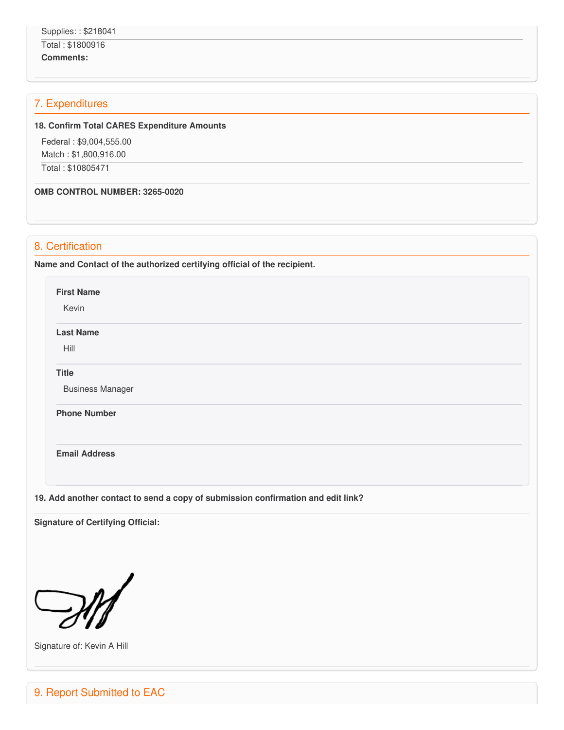Supplies: : $218041

Total : $1800916

**Comments:**

## 7. Expenditures

**18. Confirm Total CARES Expenditure Amounts**

Federal : $9,004,555.00

Match : $1,800,916.00

Total : $10805471

**OMB CONTROL NUMBER: 3265-0020**

## 8. Certification

**Name and Contact of the authorized certifying official of the recipient.**

**First Name**

Kevin

**Last Name**

Hill

**Title**

Business Manager

**Phone Number**

**Email Address**

**19. Add another contact to send a copy of submission confirmation and edit link?**

**Signature of Certifying Official:**

Signature of: Kevin A Hill

## 9. Report Submitted to EAC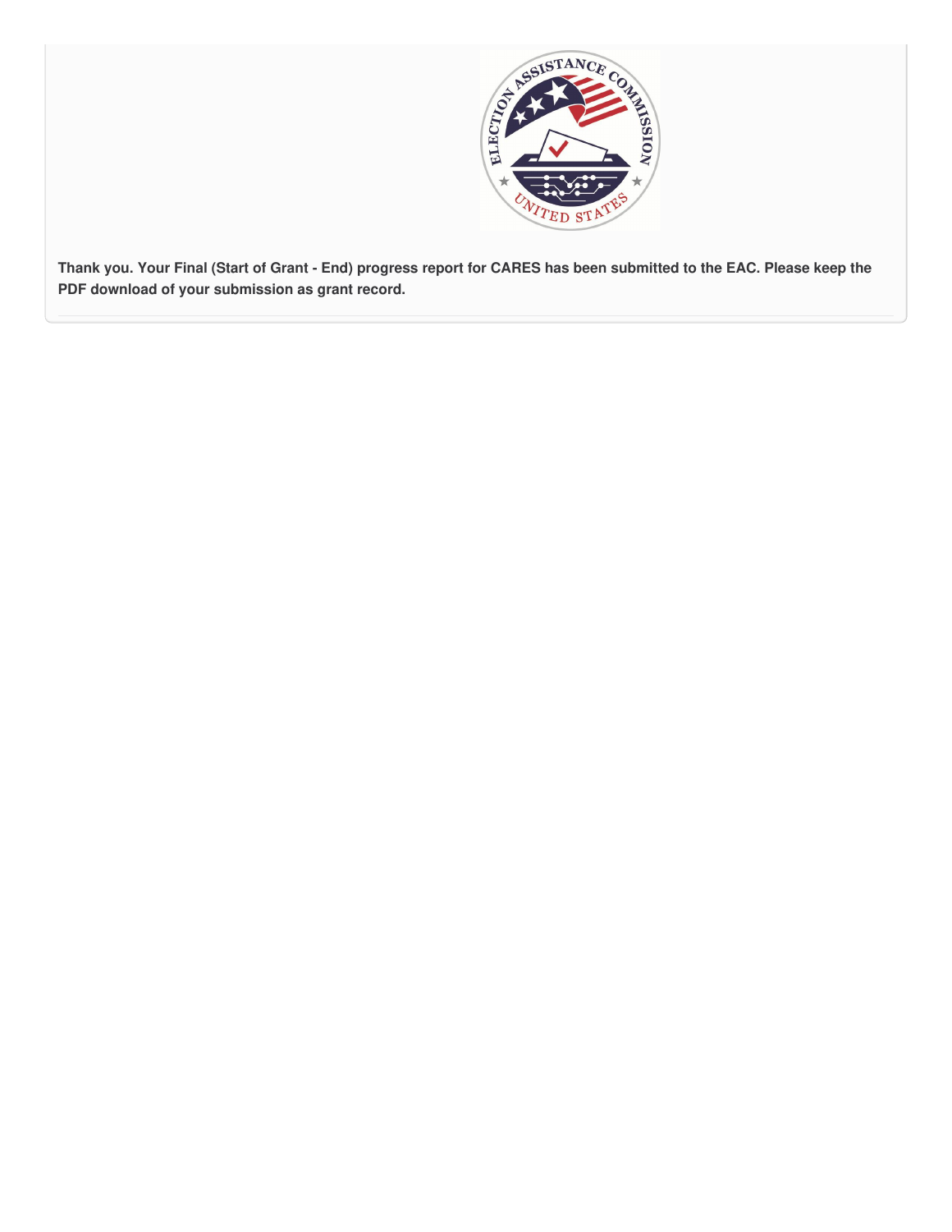**Thank you. Your Final (Start of Grant - End) progress report for CARES has been submitted to the EAC. Please keep the PDF download of your submission as grant record.**